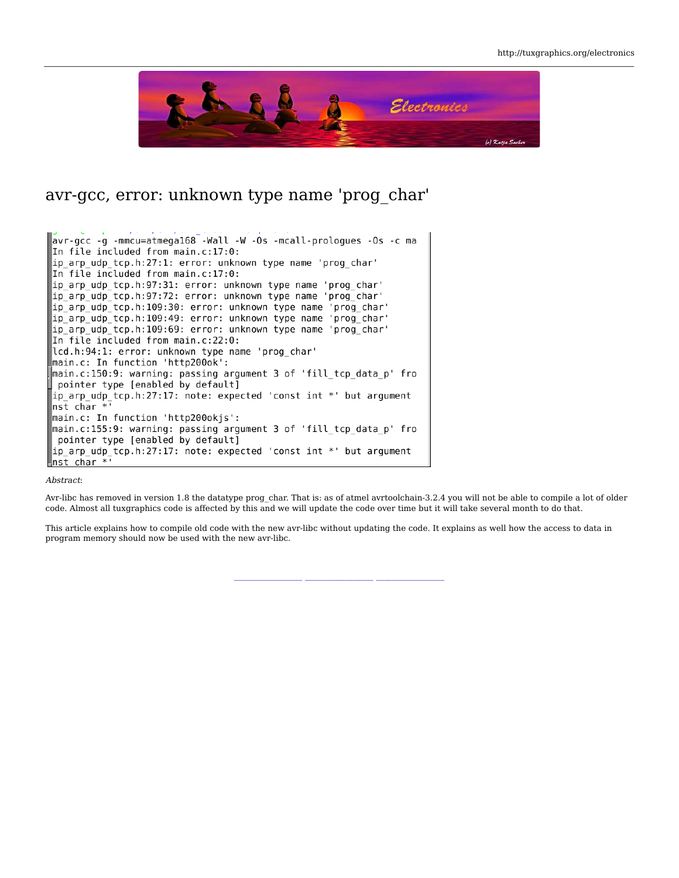# avr-gcc, error: unknown type name 'prog_char'

```
avr-gcc -g -mmcu=atmega168 -Wall -W -Os -mcall-prologues -Os -c ma
In file included from main.c:17:0:
ip_arp_udp_tcp.h:27:1: error: unknown type name 'prog_char'
In file included from main.c:17:0:
ip_arp_udp_tcp.h:97:31: error: unknown type name 'prog_char'
ip_arp_udp_tcp.h:97:72: error: unknown type name 'prog_char'
ip_arp_udp_tcp.h:109:30: error: unknown type name 'prog_char'
ip_arp_udp_tcp.h:109:49: error: unknown type name 'prog_char'
ip_arp_udp_tcp.h:109:69: error: unknown type name 'prog_char'
In file included from main.c:22:0:
lcd.h:94:1: error: unknown type name 'prog_char'
main.c: In function 'http200ok':
main.c:150:9: warning: passing argument 3 of 'fill_tcp_data_p' fro
 pointer type [enabled by default]
ip_arp_udp_tcp.h:27:17: note: expected 'const int *' but argument
nst char *'
main.c: In function 'http200okjs':
main.c:155:9: warning: passing argument 3 of 'fill_tcp_data_p' fro
 pointer type [enabled by default]
ip_arp_udp_tcp.h:27:17: note: expected 'const int *' but argument
nst char *'
```

*Abstract*:

Avr-libc has removed in version 1.8 the datatype prog_char. That is: as of atmel avrtoolchain-3.2.4 you will not be able to compile a lot of older code. Almost all tuxgraphics code is affected by this and we will update the code over time but it will take several month to do that.

This article explains how to compile old code with the new avr-libc without updating the code. It explains as well how the access to data in program memory should now be used with the new avr-libc.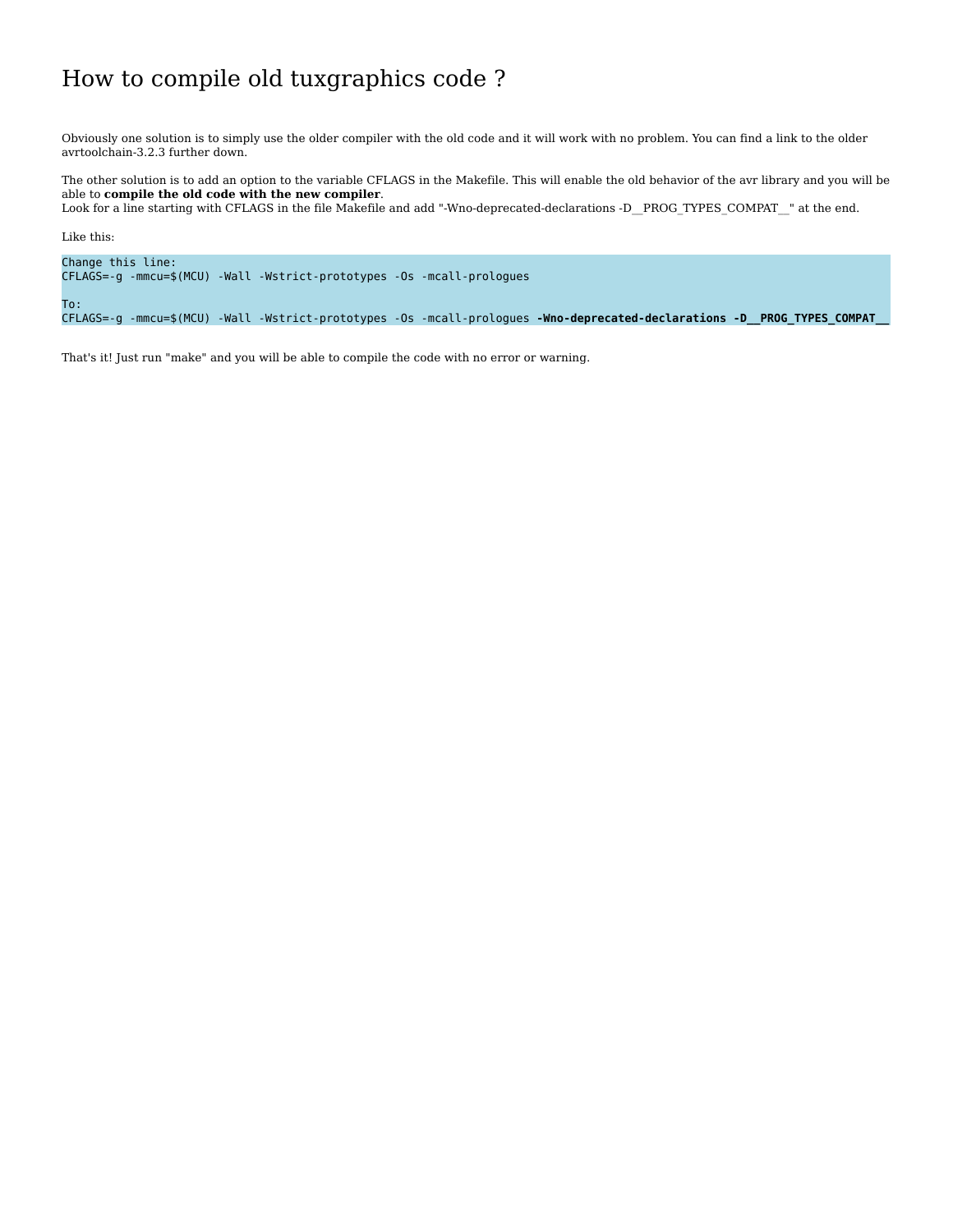# How to compile old tuxgraphics code ?

Obviously one solution is to simply use the older compiler with the old code and it will work with no problem. You can find a link to the older avrtoolchain-3.2.3 further down.

The other solution is to add an option to the variable CFLAGS in the Makefile. This will enable the old behavior of the avr library and you will be able to **compile the old code with the new compiler**.
Look for a line starting with CFLAGS in the file Makefile and add "-Wno-deprecated-declarations -D__PROG_TYPES_COMPAT__" at the end.

Like this:

```
Change this line:
CFLAGS=-g -mmcu=$(MCU) -Wall -Wstrict-prototypes -Os -mcall-prologues

To:
CFLAGS=-g -mmcu=$(MCU) -Wall -Wstrict-prototypes -Os -mcall-prologues -Wno-deprecated-declarations -D__PROG_TYPES_COMPAT__
```

That's it! Just run "make" and you will be able to compile the code with no error or warning.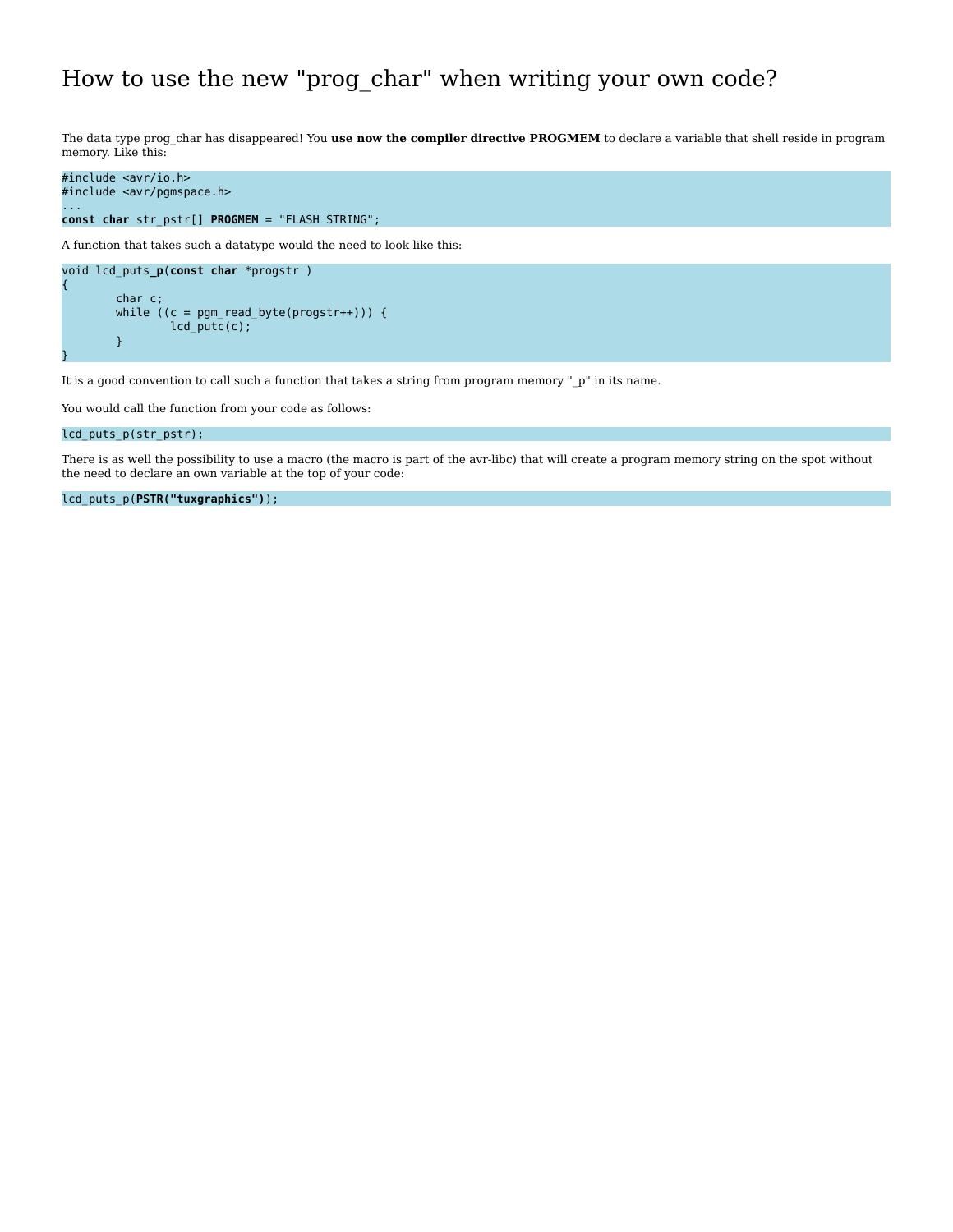# How to use the new "prog_char" when writing your own code?

The data type prog_char has disappeared! You **use now the compiler directive PROGMEM** to declare a variable that shell reside in program memory. Like this:

```
#include <avr/io.h>
#include <avr/pgmspace.h>
...
const char str_pstr[] PROGMEM = "FLASH STRING";
```

A function that takes such a datatype would the need to look like this:

```
void lcd_puts_p(const char *progstr )
{
        char c;
        while ((c = pgm_read_byte(progstr++))) {
                lcd_putc(c);
        }
}
```

It is a good convention to call such a function that takes a string from program memory "_p" in its name.

You would call the function from your code as follows:

```
lcd_puts_p(str_pstr);
```

There is as well the possibility to use a macro (the macro is part of the avr-libc) that will create a program memory string on the spot without the need to declare an own variable at the top of your code:

```
lcd_puts_p(PSTR("tuxgraphics"));
```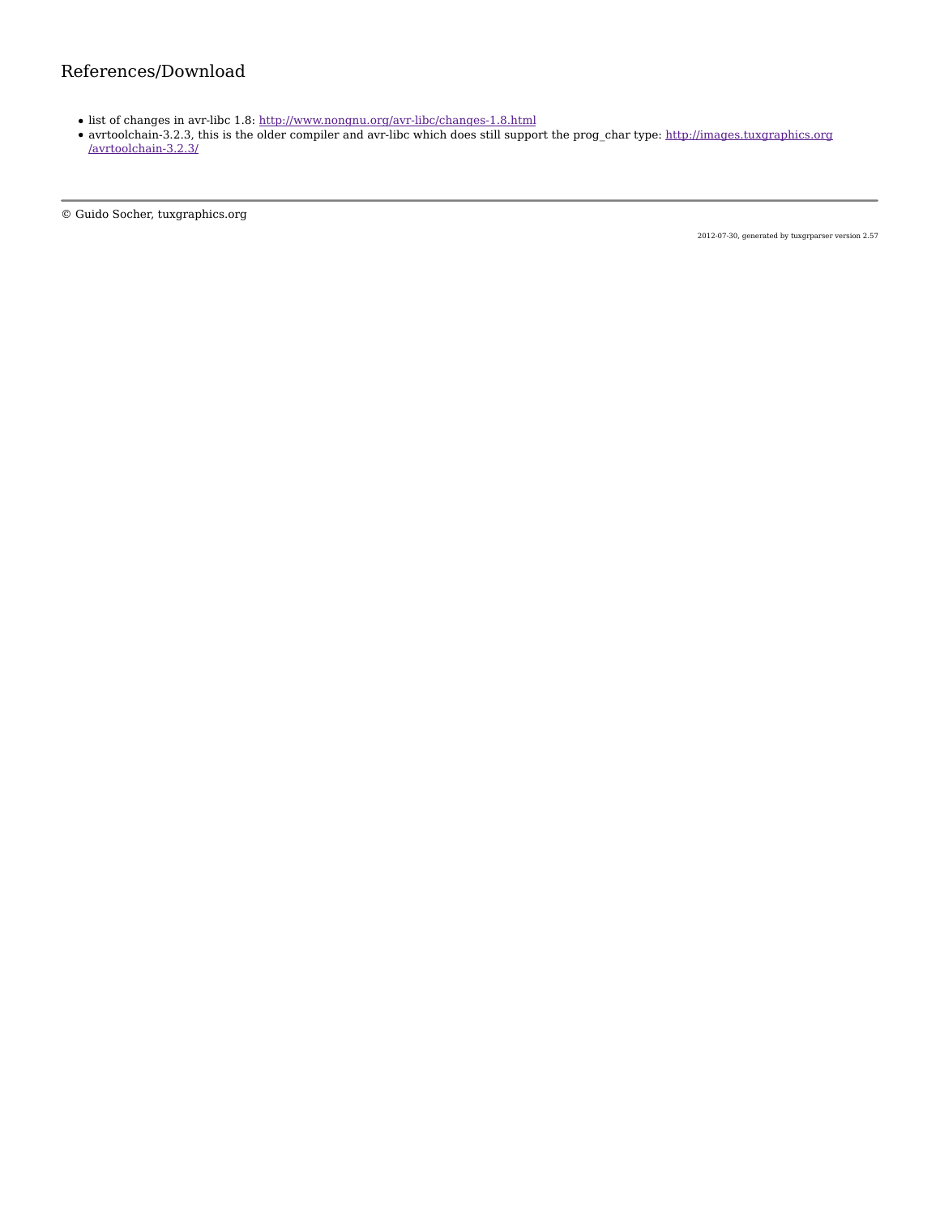## References/Download

- list of changes in avr-libc 1.8: http://www.nongnu.org/avr-libc/changes-1.8.html
- avrtoolchain-3.2.3, this is the older compiler and avr-libc which does still support the prog_char type: http://images.tuxgraphics.org/avrtoolchain-3.2.3/

---

© Guido Socher, tuxgraphics.org

2012-07-30, generated by tuxgrparser version 2.57